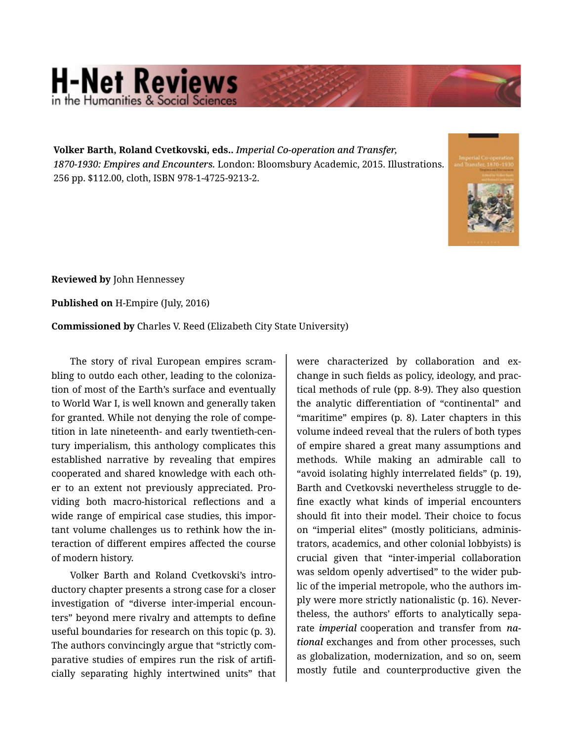**Volker Barth, Roland Cvetkovski, eds..** *Imperial Co-operation and Transfer, 1870-1930: Empires and Encounters.* London: Bloomsbury Academic, 2015. Illustrations. 256 pp. $112.00, cloth, ISBN 978-1-4725-9213-2.

**Reviewed by** John Hennessey

**Published on** H-Empire (July, 2016)

**Commissioned by** Charles V. Reed (Elizabeth City State University)

The story of rival European empires scrambling to outdo each other, leading to the colonization of most of the Earth's surface and eventually to World War I, is well known and generally taken for granted. While not denying the role of competition in late nineteenth- and early twentieth-century imperialism, this anthology complicates this established narrative by revealing that empires cooperated and shared knowledge with each other to an extent not previously appreciated. Providing both macro-historical reflections and a wide range of empirical case studies, this important volume challenges us to rethink how the interaction of different empires affected the course of modern history.

Volker Barth and Roland Cvetkovski's introductory chapter presents a strong case for a closer investigation of "diverse inter-imperial encounters" beyond mere rivalry and attempts to define useful boundaries for research on this topic (p. 3). The authors convincingly argue that "strictly comparative studies of empires run the risk of artificially separating highly intertwined units" that were characterized by collaboration and exchange in such fields as policy, ideology, and practical methods of rule (pp. 8-9). They also question the analytic differentiation of "continental" and "maritime" empires (p. 8). Later chapters in this volume indeed reveal that the rulers of both types of empire shared a great many assumptions and methods. While making an admirable call to "avoid isolating highly interrelated fields" (p. 19), Barth and Cvetkovski nevertheless struggle to define exactly what kinds of imperial encounters should fit into their model. Their choice to focus on "imperial elites" (mostly politicians, administrators, academics, and other colonial lobbyists) is crucial given that "inter-imperial collaboration was seldom openly advertised" to the wider public of the imperial metropole, who the authors imply were more strictly nationalistic (p. 16). Nevertheless, the authors' efforts to analytically separate ***imperial*** cooperation and transfer from ***national*** exchanges and from other processes, such as globalization, modernization, and so on, seem mostly futile and counterproductive given the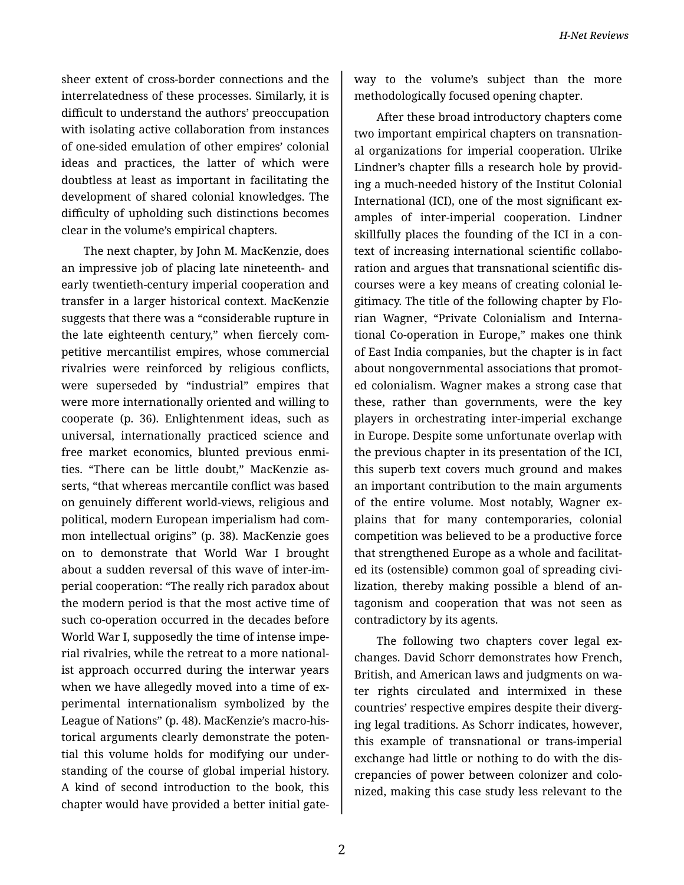sheer extent of cross-border connections and the interrelatedness of these processes. Similarly, it is difficult to understand the authors' preoccupation with isolating active collaboration from instances of one-sided emulation of other empires' colonial ideas and practices, the latter of which were doubtless at least as important in facilitating the development of shared colonial knowledges. The difficulty of upholding such distinctions becomes clear in the volume's empirical chapters.

The next chapter, by John M. MacKenzie, does an impressive job of placing late nineteenth- and early twentieth-century imperial cooperation and transfer in a larger historical context. MacKenzie suggests that there was a "considerable rupture in the late eighteenth century," when fiercely competitive mercantilist empires, whose commercial rivalries were reinforced by religious conflicts, were superseded by "industrial" empires that were more internationally oriented and willing to cooperate (p. 36). Enlightenment ideas, such as universal, internationally practiced science and free market economics, blunted previous enmities. "There can be little doubt," MacKenzie asserts, "that whereas mercantile conflict was based on genuinely different world-views, religious and political, modern European imperialism had common intellectual origins" (p. 38). MacKenzie goes on to demonstrate that World War I brought about a sudden reversal of this wave of inter-imperial cooperation: "The really rich paradox about the modern period is that the most active time of such co-operation occurred in the decades before World War I, supposedly the time of intense imperial rivalries, while the retreat to a more nationalist approach occurred during the interwar years when we have allegedly moved into a time of experimental internationalism symbolized by the League of Nations" (p. 48). MacKenzie's macro-historical arguments clearly demonstrate the potential this volume holds for modifying our understanding of the course of global imperial history. A kind of second introduction to the book, this chapter would have provided a better initial gateway to the volume's subject than the more methodologically focused opening chapter.

After these broad introductory chapters come two important empirical chapters on transnational organizations for imperial cooperation. Ulrike Lindner's chapter fills a research hole by providing a much-needed history of the Institut Colonial International (ICI), one of the most significant examples of inter-imperial cooperation. Lindner skillfully places the founding of the ICI in a context of increasing international scientific collaboration and argues that transnational scientific discourses were a key means of creating colonial legitimacy. The title of the following chapter by Florian Wagner, "Private Colonialism and International Co-operation in Europe," makes one think of East India companies, but the chapter is in fact about nongovernmental associations that promoted colonialism. Wagner makes a strong case that these, rather than governments, were the key players in orchestrating inter-imperial exchange in Europe. Despite some unfortunate overlap with the previous chapter in its presentation of the ICI, this superb text covers much ground and makes an important contribution to the main arguments of the entire volume. Most notably, Wagner explains that for many contemporaries, colonial competition was believed to be a productive force that strengthened Europe as a whole and facilitated its (ostensible) common goal of spreading civilization, thereby making possible a blend of antagonism and cooperation that was not seen as contradictory by its agents.

The following two chapters cover legal exchanges. David Schorr demonstrates how French, British, and American laws and judgments on water rights circulated and intermixed in these countries' respective empires despite their diverging legal traditions. As Schorr indicates, however, this example of transnational or trans-imperial exchange had little or nothing to do with the discrepancies of power between colonizer and colonized, making this case study less relevant to the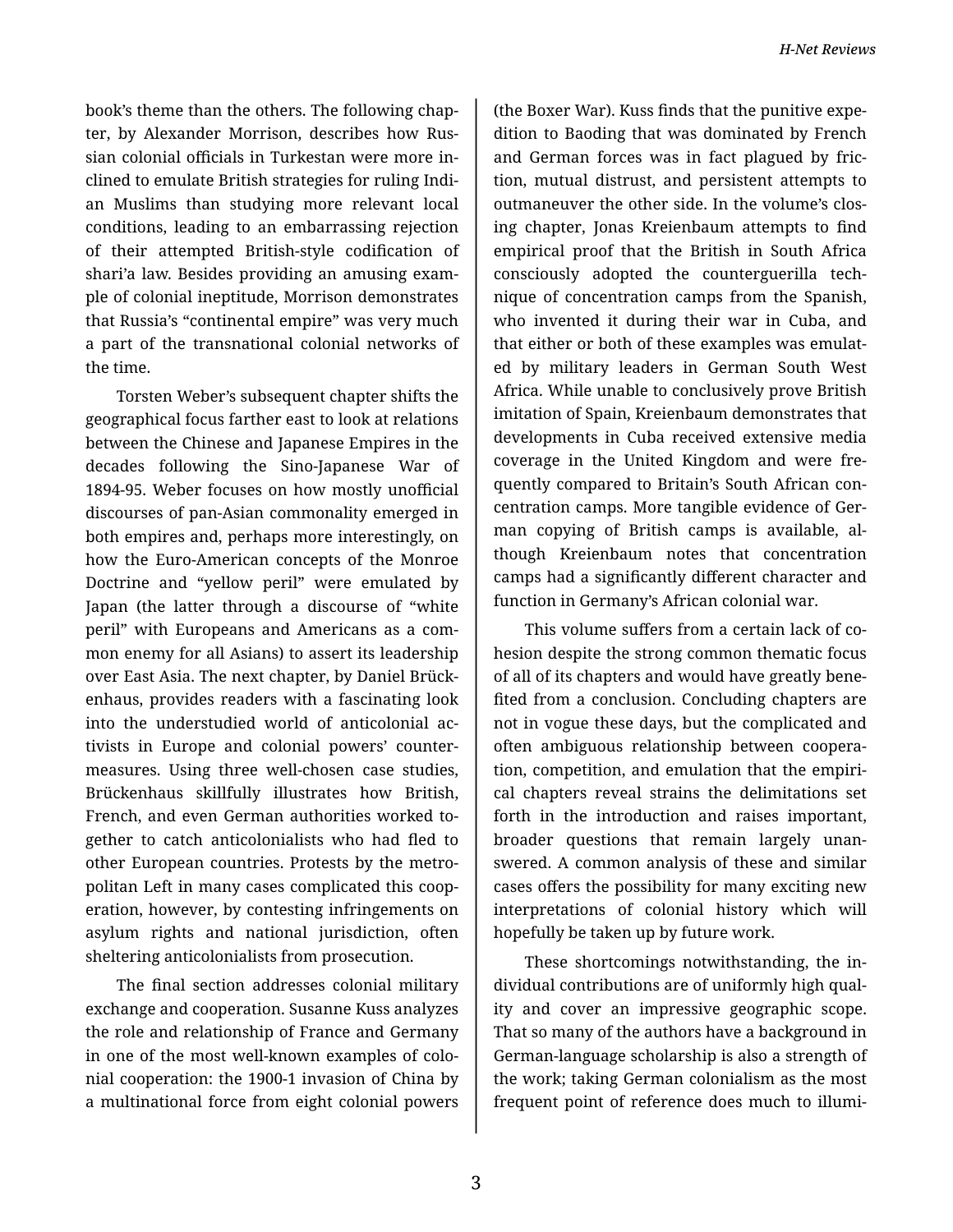book's theme than the others. The following chapter, by Alexander Morrison, describes how Russian colonial officials in Turkestan were more inclined to emulate British strategies for ruling Indian Muslims than studying more relevant local conditions, leading to an embarrassing rejection of their attempted British-style codification of shari'a law. Besides providing an amusing example of colonial ineptitude, Morrison demonstrates that Russia's "continental empire" was very much a part of the transnational colonial networks of the time.

Torsten Weber's subsequent chapter shifts the geographical focus farther east to look at relations between the Chinese and Japanese Empires in the decades following the Sino-Japanese War of 1894-95. Weber focuses on how mostly unofficial discourses of pan-Asian commonality emerged in both empires and, perhaps more interestingly, on how the Euro-American concepts of the Monroe Doctrine and "yellow peril" were emulated by Japan (the latter through a discourse of "white peril" with Europeans and Americans as a common enemy for all Asians) to assert its leadership over East Asia. The next chapter, by Daniel Brückenhaus, provides readers with a fascinating look into the understudied world of anticolonial activists in Europe and colonial powers' countermeasures. Using three well-chosen case studies, Brückenhaus skillfully illustrates how British, French, and even German authorities worked together to catch anticolonialists who had fled to other European countries. Protests by the metropolitan Left in many cases complicated this cooperation, however, by contesting infringements on asylum rights and national jurisdiction, often sheltering anticolonialists from prosecution.

The final section addresses colonial military exchange and cooperation. Susanne Kuss analyzes the role and relationship of France and Germany in one of the most well-known examples of colonial cooperation: the 1900-1 invasion of China by a multinational force from eight colonial powers (the Boxer War). Kuss finds that the punitive expedition to Baoding that was dominated by French and German forces was in fact plagued by friction, mutual distrust, and persistent attempts to outmaneuver the other side. In the volume's closing chapter, Jonas Kreienbaum attempts to find empirical proof that the British in South Africa consciously adopted the counterguerilla technique of concentration camps from the Spanish, who invented it during their war in Cuba, and that either or both of these examples was emulated by military leaders in German South West Africa. While unable to conclusively prove British imitation of Spain, Kreienbaum demonstrates that developments in Cuba received extensive media coverage in the United Kingdom and were frequently compared to Britain's South African concentration camps. More tangible evidence of German copying of British camps is available, although Kreienbaum notes that concentration camps had a significantly different character and function in Germany's African colonial war.

This volume suffers from a certain lack of cohesion despite the strong common thematic focus of all of its chapters and would have greatly benefited from a conclusion. Concluding chapters are not in vogue these days, but the complicated and often ambiguous relationship between cooperation, competition, and emulation that the empirical chapters reveal strains the delimitations set forth in the introduction and raises important, broader questions that remain largely unanswered. A common analysis of these and similar cases offers the possibility for many exciting new interpretations of colonial history which will hopefully be taken up by future work.

These shortcomings notwithstanding, the individual contributions are of uniformly high quality and cover an impressive geographic scope. That so many of the authors have a background in German-language scholarship is also a strength of the work; taking German colonialism as the most frequent point of reference does much to illumi-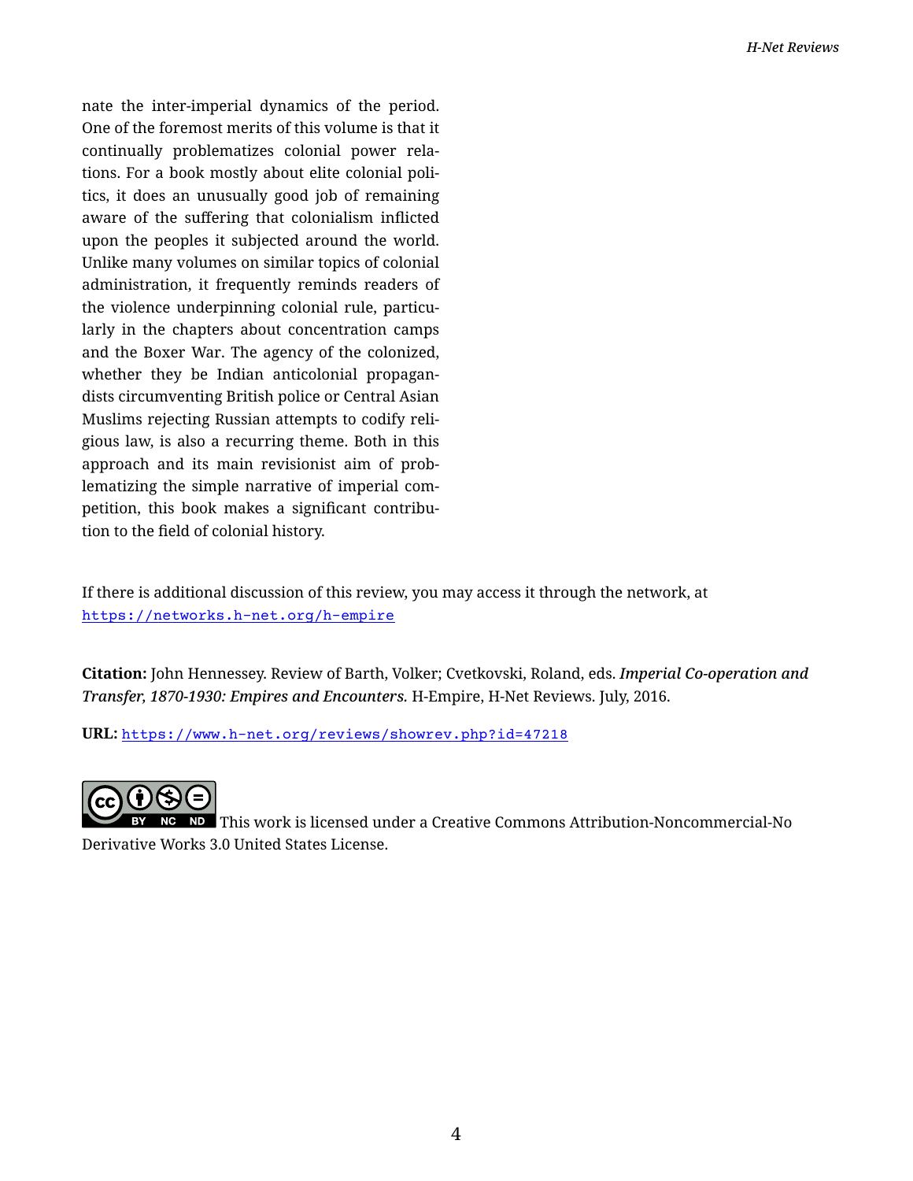nate the inter-imperial dynamics of the period. One of the foremost merits of this volume is that it continually problematizes colonial power relations. For a book mostly about elite colonial politics, it does an unusually good job of remaining aware of the suffering that colonialism inflicted upon the peoples it subjected around the world. Unlike many volumes on similar topics of colonial administration, it frequently reminds readers of the violence underpinning colonial rule, particularly in the chapters about concentration camps and the Boxer War. The agency of the colonized, whether they be Indian anticolonial propagandists circumventing British police or Central Asian Muslims rejecting Russian attempts to codify religious law, is also a recurring theme. Both in this approach and its main revisionist aim of problematizing the simple narrative of imperial competition, this book makes a significant contribution to the field of colonial history.

If there is additional discussion of this review, you may access it through the network, at https://networks.h-net.org/h-empire

**Citation:** John Hennessey. Review of Barth, Volker; Cvetkovski, Roland, eds. ***Imperial Co-operation and Transfer, 1870-1930: Empires and Encounters.*** H-Empire, H-Net Reviews. July, 2016.

**URL:** https://www.h-net.org/reviews/showrev.php?id=47218

This work is licensed under a Creative Commons Attribution-Noncommercial-No Derivative Works 3.0 United States License.